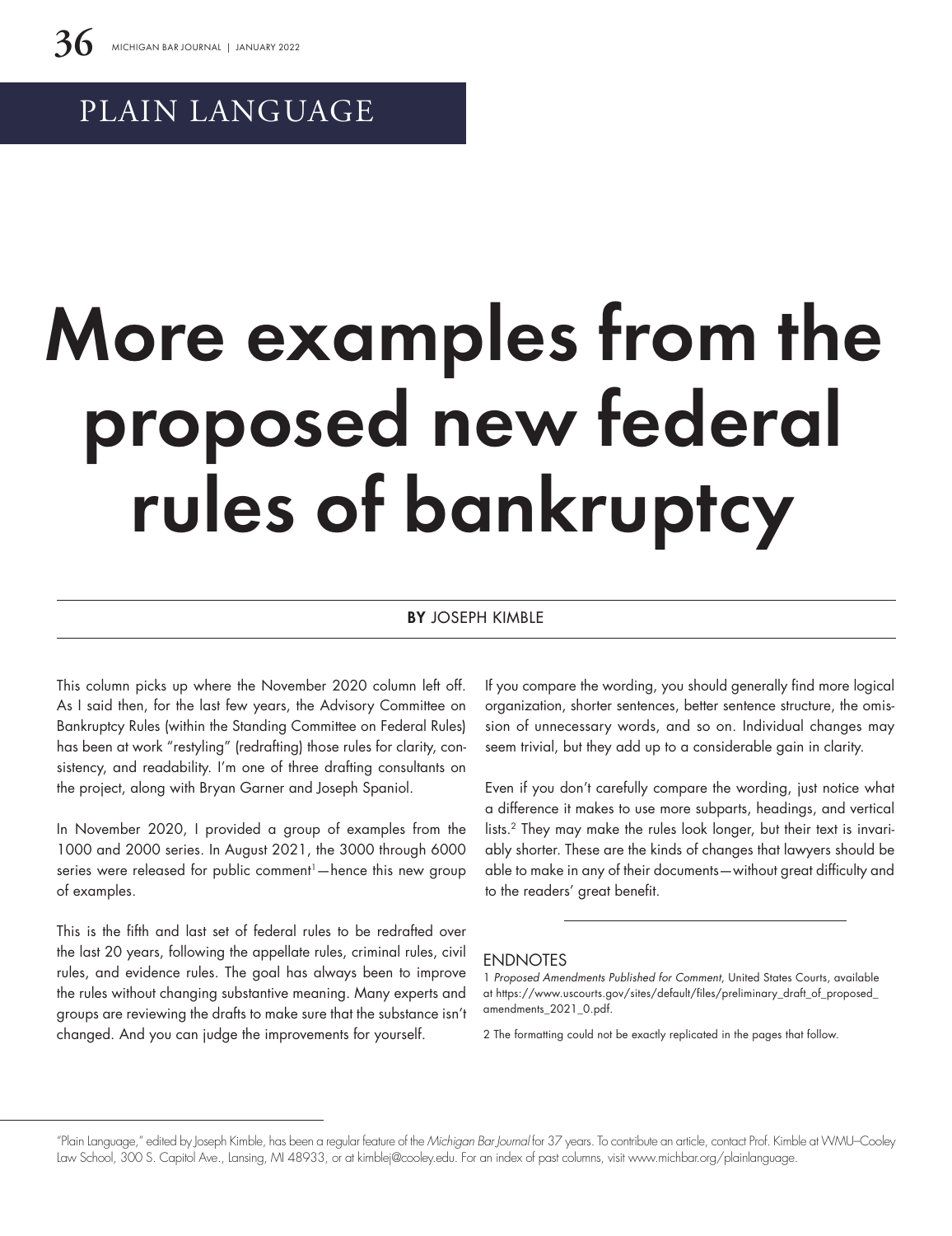PLAIN LANGUAGE

# More examples from the proposed new federal rules of bankruptcy

**BY** JOSEPH KIMBLE

This column picks up where the November 2020 column left off. As I said then, for the last few years, the Advisory Committee on Bankruptcy Rules (within the Standing Committee on Federal Rules) has been at work "restyling" (redrafting) those rules for clarity, consistency, and readability. I'm one of three drafting consultants on the project, along with Bryan Garner and Joseph Spaniol.

In November 2020, I provided a group of examples from the 1000 and 2000 series. In August 2021, the 3000 through 6000 series were released for public comment[1]—hence this new group of examples.

This is the fifth and last set of federal rules to be redrafted over the last 20 years, following the appellate rules, criminal rules, civil rules, and evidence rules. The goal has always been to improve the rules without changing substantive meaning. Many experts and groups are reviewing the drafts to make sure that the substance isn't changed. And you can judge the improvements for yourself.

If you compare the wording, you should generally find more logical organization, shorter sentences, better sentence structure, the omission of unnecessary words, and so on. Individual changes may seem trivial, but they add up to a considerable gain in clarity.

Even if you don't carefully compare the wording, just notice what a difference it makes to use more subparts, headings, and vertical lists.[2] They may make the rules look longer, but their text is invariably shorter. These are the kinds of changes that lawyers should be able to make in any of their documents—without great difficulty and to the readers' great benefit.

## ENDNOTES

1 *Proposed Amendments Published for Comment*, United States Courts, available at https://www.uscourts.gov/sites/default/files/preliminary_draft_of_proposed_amendments_2021_0.pdf.

2 The formatting could not be exactly replicated in the pages that follow.

---

"Plain Language," edited by Joseph Kimble, has been a regular feature of the *Michigan Bar Journal* for 37 years. To contribute an article, contact Prof. Kimble at WMU–Cooley Law School, 300 S. Capitol Ave., Lansing, MI 48933, or at kimblej@cooley.edu. For an index of past columns, visit www.michbar.org/plainlanguage.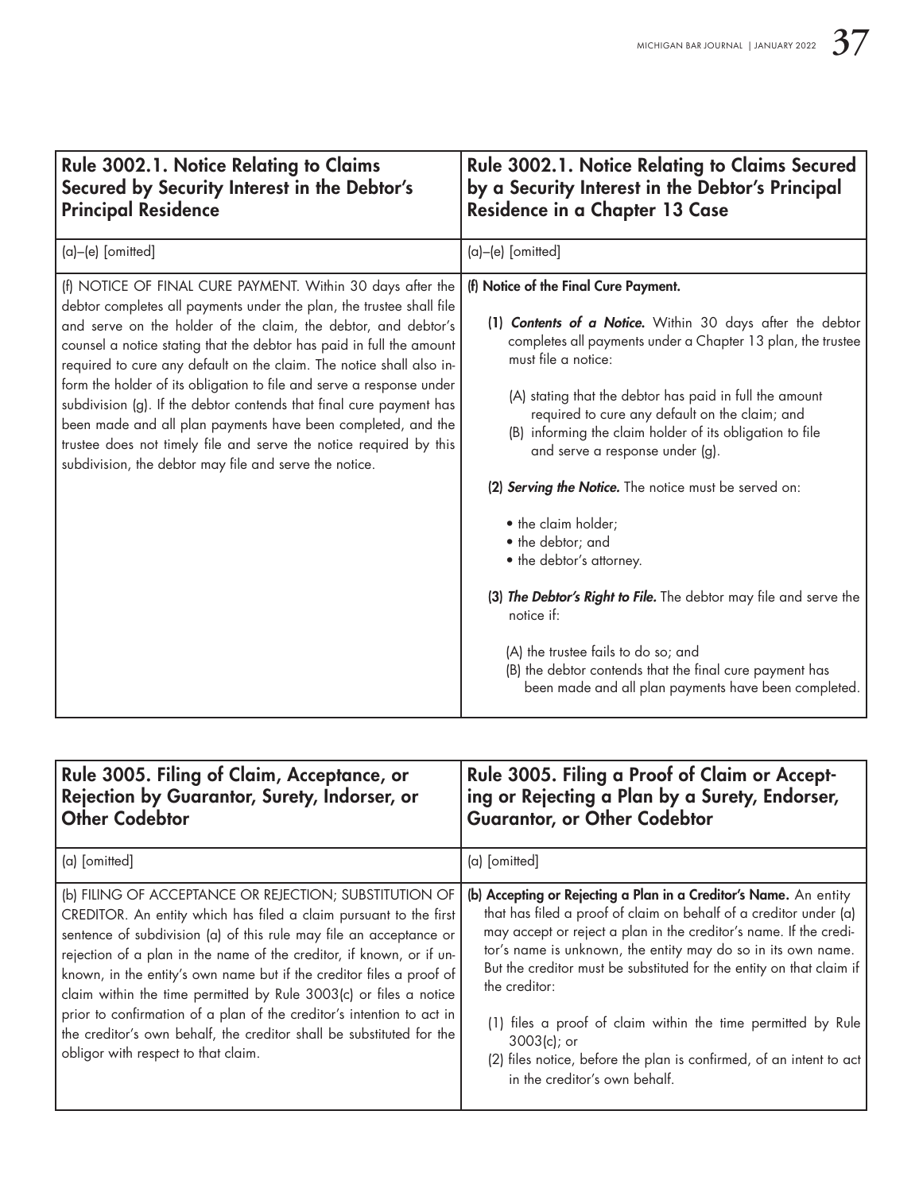| Rule 3002.1. Notice Relating to Claims Secured by Security Interest in the Debtor's Principal Residence | Rule 3002.1. Notice Relating to Claims Secured by a Security Interest in the Debtor's Principal Residence in a Chapter 13 Case |
|---|---|
| (a)–(e) [omitted] | (a)–(e) [omitted] |
| (f) NOTICE OF FINAL CURE PAYMENT. Within 30 days after the debtor completes all payments under the plan, the trustee shall file and serve on the holder of the claim, the debtor, and debtor's counsel a notice stating that the debtor has paid in full the amount required to cure any default on the claim. The notice shall also inform the holder of its obligation to file and serve a response under subdivision (g). If the debtor contends that final cure payment has been made and all plan payments have been completed, and the trustee does not timely file and serve the notice required by this subdivision, the debtor may file and serve the notice. | **(f) Notice of the Final Cure Payment.** <br><br> **(1) *Contents of a Notice.*** Within 30 days after the debtor completes all payments under a Chapter 13 plan, the trustee must file a notice: <br><br> (A) stating that the debtor has paid in full the amount required to cure any default on the claim; and <br> (B) informing the claim holder of its obligation to file and serve a response under (g). <br><br> **(2) *Serving the Notice.*** The notice must be served on: <br><br> • the claim holder; <br> • the debtor; and <br> • the debtor's attorney. <br><br> **(3) *The Debtor's Right to File.*** The debtor may file and serve the notice if: <br><br> (A) the trustee fails to do so; and <br> (B) the debtor contends that the final cure payment has been made and all plan payments have been completed. |

| Rule 3005. Filing of Claim, Acceptance, or Rejection by Guarantor, Surety, Indorser, or Other Codebtor | Rule 3005. Filing a Proof of Claim or Accepting or Rejecting a Plan by a Surety, Endorser, Guarantor, or Other Codebtor |
|---|---|
| (a) [omitted] | (a) [omitted] |
| (b) FILING OF ACCEPTANCE OR REJECTION; SUBSTITUTION OF CREDITOR. An entity which has filed a claim pursuant to the first sentence of subdivision (a) of this rule may file an acceptance or rejection of a plan in the name of the creditor, if known, or if unknown, in the entity's own name but if the creditor files a proof of claim within the time permitted by Rule 3003(c) or files a notice prior to confirmation of a plan of the creditor's intention to act in the creditor's own behalf, the creditor shall be substituted for the obligor with respect to that claim. | **(b) Accepting or Rejecting a Plan in a Creditor's Name.** An entity that has filed a proof of claim on behalf of a creditor under (a) may accept or reject a plan in the creditor's name. If the creditor's name is unknown, the entity may do so in its own name. But the creditor must be substituted for the entity on that claim if the creditor: <br><br> (1) files a proof of claim within the time permitted by Rule 3003(c); or <br> (2) files notice, before the plan is confirmed, of an intent to act in the creditor's own behalf. |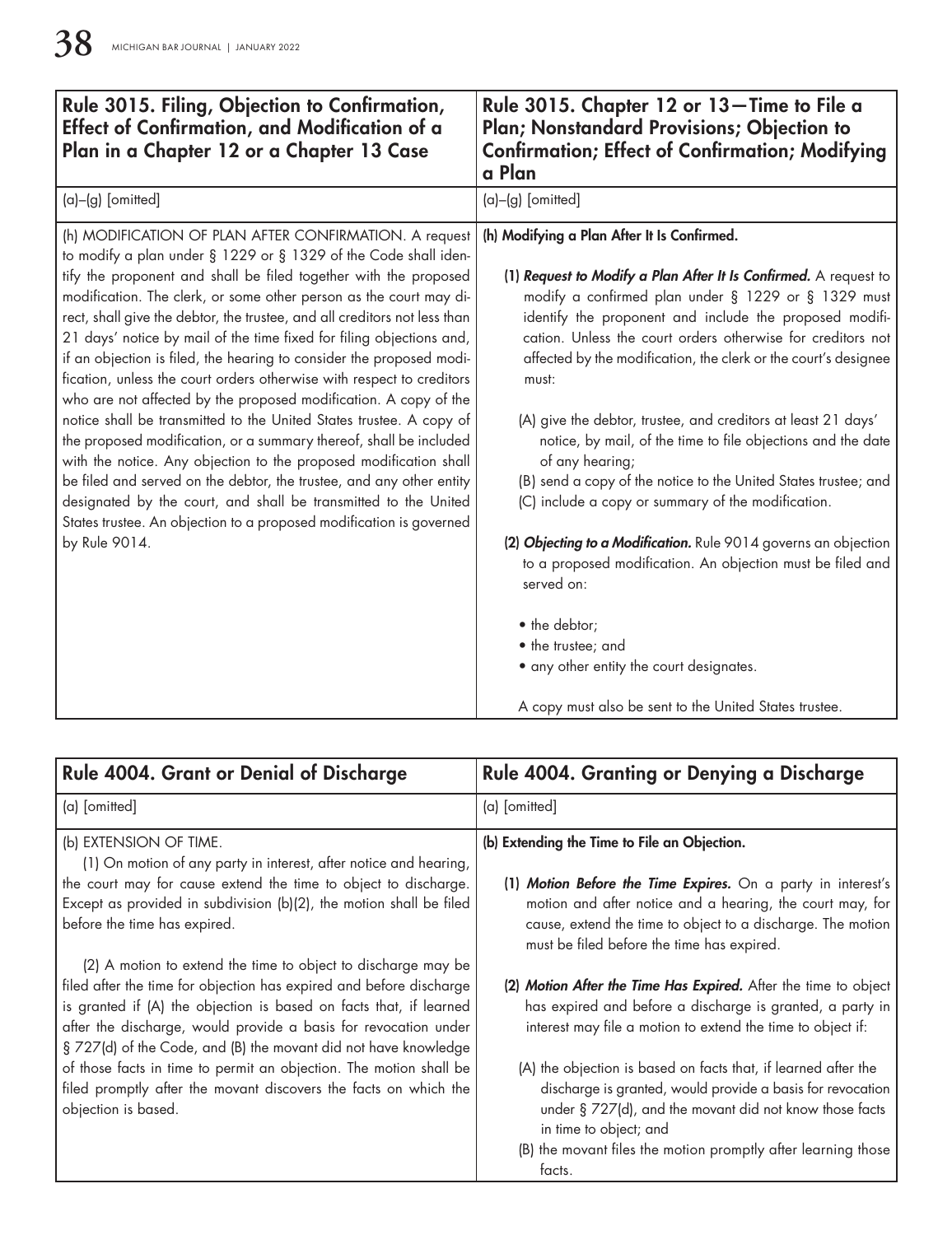| Rule 3015. Filing, Objection to Confirmation, Effect of Confirmation, and Modification of a Plan in a Chapter 12 or a Chapter 13 Case | Rule 3015. Chapter 12 or 13—Time to File a Plan; Nonstandard Provisions; Objection to Confirmation; Effect of Confirmation; Modifying a Plan |
| --- | --- |
| (a)–(g) [omitted] | (a)–(g) [omitted] |
| (h) MODIFICATION OF PLAN AFTER CONFIRMATION. A request to modify a plan under § 1229 or § 1329 of the Code shall identify the proponent and shall be filed together with the proposed modification. The clerk, or some other person as the court may direct, shall give the debtor, the trustee, and all creditors not less than 21 days' notice by mail of the time fixed for filing objections and, if an objection is filed, the hearing to consider the proposed modification, unless the court orders otherwise with respect to creditors who are not affected by the proposed modification. A copy of the notice shall be transmitted to the United States trustee. A copy of the proposed modification, or a summary thereof, shall be included with the notice. Any objection to the proposed modification shall be filed and served on the debtor, the trustee, and any other entity designated by the court, and shall be transmitted to the United States trustee. An objection to a proposed modification is governed by Rule 9014. | **(h) Modifying a Plan After It Is Confirmed.**<br><br>**(1) *Request to Modify a Plan After It Is Confirmed.*** A request to modify a confirmed plan under § 1229 or § 1329 must identify the proponent and include the proposed modification. Unless the court orders otherwise for creditors not affected by the modification, the clerk or the court's designee must:<br><br>(A) give the debtor, trustee, and creditors at least 21 days' notice, by mail, of the time to file objections and the date of any hearing;<br>(B) send a copy of the notice to the United States trustee; and<br>(C) include a copy or summary of the modification.<br><br>**(2) *Objecting to a Modification.*** Rule 9014 governs an objection to a proposed modification. An objection must be filed and served on:<br><br>• the debtor;<br>• the trustee; and<br>• any other entity the court designates.<br><br>A copy must also be sent to the United States trustee. |

| Rule 4004. Grant or Denial of Discharge | Rule 4004. Granting or Denying a Discharge |
| --- | --- |
| (a) [omitted] | (a) [omitted] |
| (b) EXTENSION OF TIME.<br>(1) On motion of any party in interest, after notice and hearing, the court may for cause extend the time to object to discharge. Except as provided in subdivision (b)(2), the motion shall be filed before the time has expired.<br><br>(2) A motion to extend the time to object to discharge may be filed after the time for objection has expired and before discharge is granted if (A) the objection is based on facts that, if learned after the discharge, would provide a basis for revocation under § 727(d) of the Code, and (B) the movant did not have knowledge of those facts in time to permit an objection. The motion shall be filed promptly after the movant discovers the facts on which the objection is based. | **(b) Extending the Time to File an Objection.**<br><br>**(1) *Motion Before the Time Expires.*** On a party in interest's motion and after notice and a hearing, the court may, for cause, extend the time to object to a discharge. The motion must be filed before the time has expired.<br><br>**(2) *Motion After the Time Has Expired.*** After the time to object has expired and before a discharge is granted, a party in interest may file a motion to extend the time to object if:<br><br>(A) the objection is based on facts that, if learned after the discharge is granted, would provide a basis for revocation under § 727(d), and the movant did not know those facts in time to object; and<br>(B) the movant files the motion promptly after learning those facts. |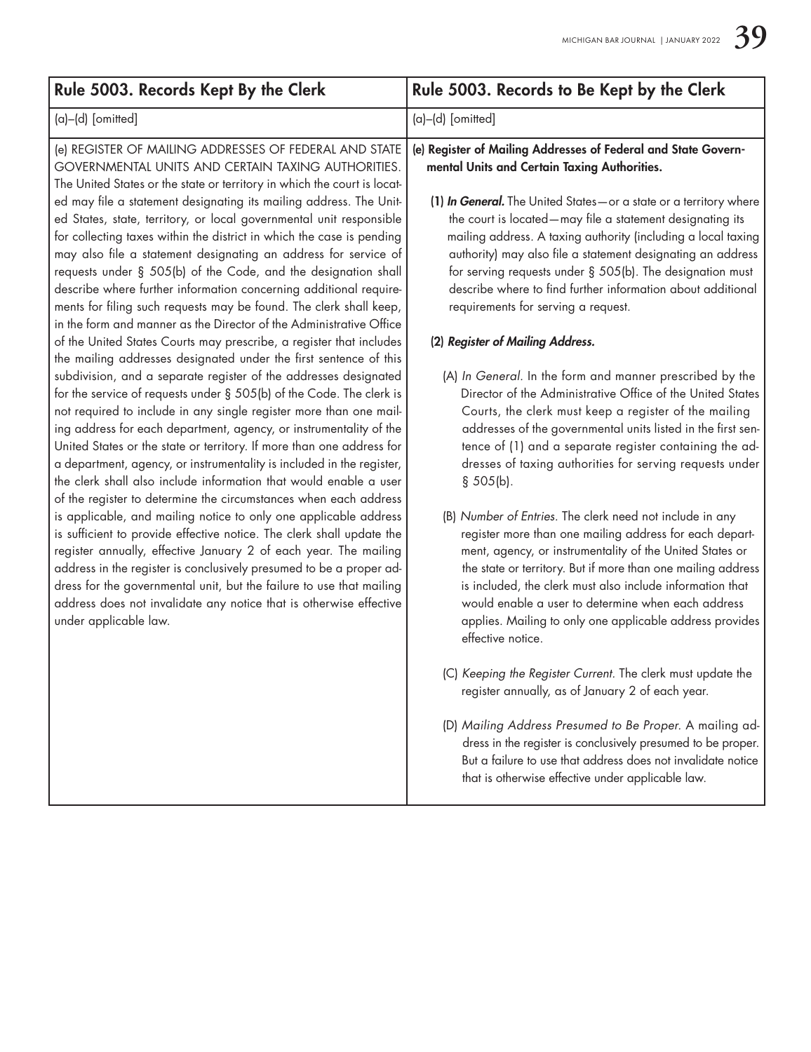| Rule 5003. Records Kept By the Clerk | Rule 5003. Records to Be Kept by the Clerk |
|---|---|
| (a)–(d) [omitted] | (a)–(d) [omitted] |
| (e) REGISTER OF MAILING ADDRESSES OF FEDERAL AND STATE GOVERNMENTAL UNITS AND CERTAIN TAXING AUTHORITIES. The United States or the state or territory in which the court is located may file a statement designating its mailing address. The United States, state, territory, or local governmental unit responsible for collecting taxes within the district in which the case is pending may also file a statement designating an address for service of requests under § 505(b) of the Code, and the designation shall describe where further information concerning additional requirements for filing such requests may be found. The clerk shall keep, in the form and manner as the Director of the Administrative Office of the United States Courts may prescribe, a register that includes the mailing addresses designated under the first sentence of this subdivision, and a separate register of the addresses designated for the service of requests under § 505(b) of the Code. The clerk is not required to include in any single register more than one mailing address for each department, agency, or instrumentality of the United States or the state or territory. If more than one address for a department, agency, or instrumentality is included in the register, the clerk shall also include information that would enable a user of the register to determine the circumstances when each address is applicable, and mailing notice to only one applicable address is sufficient to provide effective notice. The clerk shall update the register annually, effective January 2 of each year. The mailing address in the register is conclusively presumed to be a proper address for the governmental unit, but the failure to use that mailing address does not invalidate any notice that is otherwise effective under applicable law. | **(e) Register of Mailing Addresses of Federal and State Governmental Units and Certain Taxing Authorities.**<br><br>**(1) *In General.*** The United States—or a state or a territory where the court is located—may file a statement designating its mailing address. A taxing authority (including a local taxing authority) may also file a statement designating an address for serving requests under § 505(b). The designation must describe where to find further information about additional requirements for serving a request.<br><br>**(2) *Register of Mailing Address.***<br><br>(A) *In General.* In the form and manner prescribed by the Director of the Administrative Office of the United States Courts, the clerk must keep a register of the mailing addresses of the governmental units listed in the first sentence of (1) and a separate register containing the addresses of taxing authorities for serving requests under § 505(b).<br><br>(B) *Number of Entries.* The clerk need not include in any register more than one mailing address for each department, agency, or instrumentality of the United States or the state or territory. But if more than one mailing address is included, the clerk must also include information that would enable a user to determine when each address applies. Mailing to only one applicable address provides effective notice.<br><br>(C) *Keeping the Register Current.* The clerk must update the register annually, as of January 2 of each year.<br><br>(D) *Mailing Address Presumed to Be Proper.* A mailing address in the register is conclusively presumed to be proper. But a failure to use that address does not invalidate notice that is otherwise effective under applicable law. |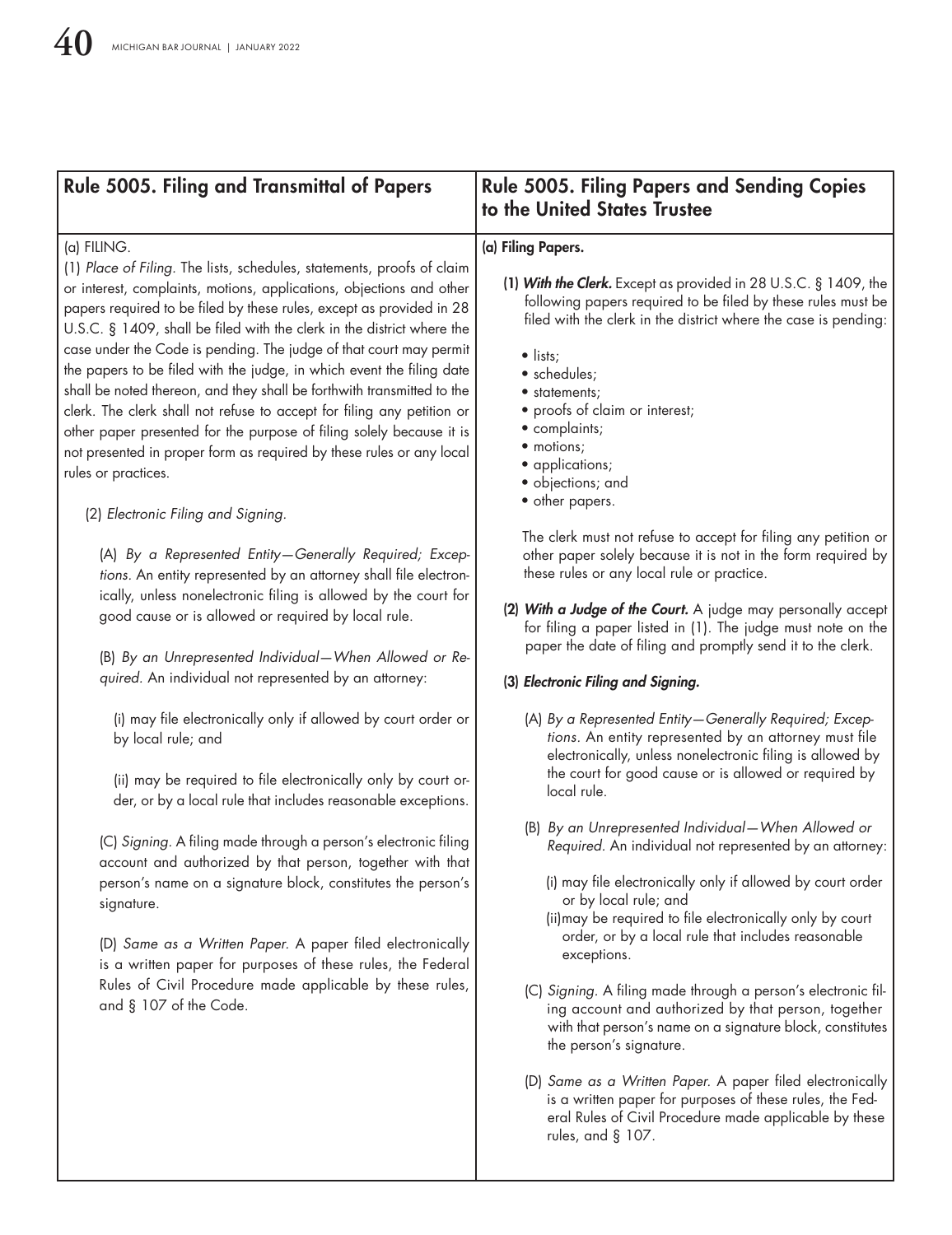| Rule 5005. Filing and Transmittal of Papers | Rule 5005. Filing Papers and Sending Copies to the United States Trustee |
|---|---|
| (a) FILING.<br>(1) *Place of Filing.* The lists, schedules, statements, proofs of claim or interest, complaints, motions, applications, objections and other papers required to be filed by these rules, except as provided in 28 U.S.C. § 1409, shall be filed with the clerk in the district where the case under the Code is pending. The judge of that court may permit the papers to be filed with the judge, in which event the filing date shall be noted thereon, and they shall be forthwith transmitted to the clerk. The clerk shall not refuse to accept for filing any petition or other paper presented for the purpose of filing solely because it is not presented in proper form as required by these rules or any local rules or practices.<br><br>(2) *Electronic Filing and Signing.*<br><br>(A) *By a Represented Entity—Generally Required; Exceptions.* An entity represented by an attorney shall file electronically, unless nonelectronic filing is allowed by the court for good cause or is allowed or required by local rule.<br><br>(B) *By an Unrepresented Individual—When Allowed or Required.* An individual not represented by an attorney:<br><br>(i) may file electronically only if allowed by court order or by local rule; and<br><br>(ii) may be required to file electronically only by court order, or by a local rule that includes reasonable exceptions.<br><br>(C) *Signing.* A filing made through a person's electronic filing account and authorized by that person, together with that person's name on a signature block, constitutes the person's signature.<br><br>(D) *Same as a Written Paper.* A paper filed electronically is a written paper for purposes of these rules, the Federal Rules of Civil Procedure made applicable by these rules, and § 107 of the Code. | **(a) Filing Papers.**<br><br>**(1) *With the Clerk.*** Except as provided in 28 U.S.C. § 1409, the following papers required to be filed by these rules must be filed with the clerk in the district where the case is pending:<br><br>• lists;<br>• schedules;<br>• statements;<br>• proofs of claim or interest;<br>• complaints;<br>• motions;<br>• applications;<br>• objections; and<br>• other papers.<br><br>The clerk must not refuse to accept for filing any petition or other paper solely because it is not in the form required by these rules or any local rule or practice.<br><br>**(2) *With a Judge of the Court.*** A judge may personally accept for filing a paper listed in (1). The judge must note on the paper the date of filing and promptly send it to the clerk.<br><br>**(3) *Electronic Filing and Signing.***<br><br>(A) *By a Represented Entity—Generally Required; Exceptions.* An entity represented by an attorney must file electronically, unless nonelectronic filing is allowed by the court for good cause or is allowed or required by local rule.<br><br>(B) *By an Unrepresented Individual—When Allowed or Required.* An individual not represented by an attorney:<br><br>(i) may file electronically only if allowed by court order or by local rule; and<br>(ii) may be required to file electronically only by court order, or by a local rule that includes reasonable exceptions.<br><br>(C) *Signing.* A filing made through a person's electronic filing account and authorized by that person, together with that person's name on a signature block, constitutes the person's signature.<br><br>(D) *Same as a Written Paper.* A paper filed electronically is a written paper for purposes of these rules, the Federal Rules of Civil Procedure made applicable by these rules, and § 107. |